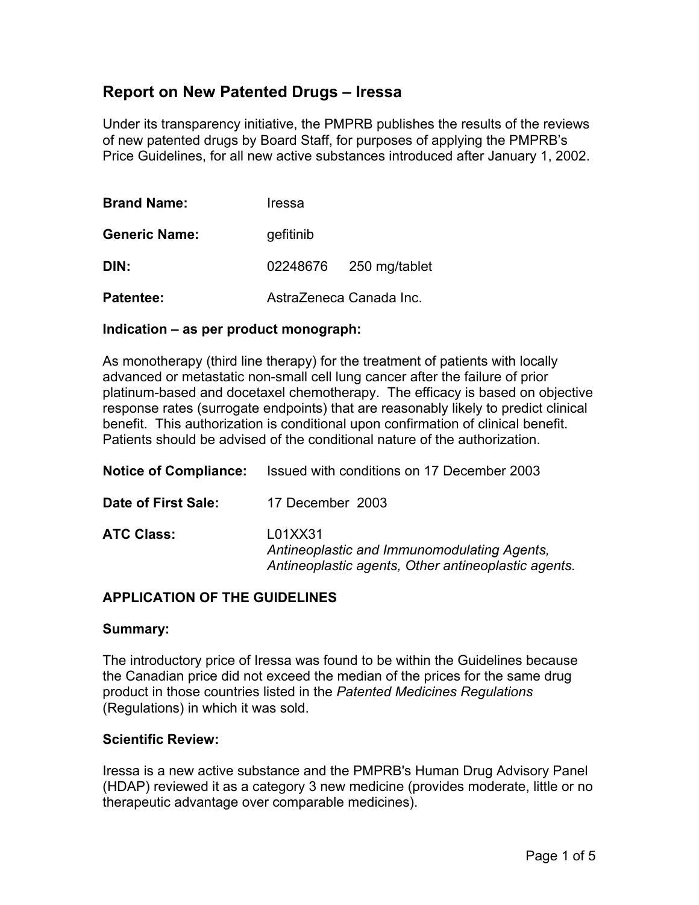# Report on New Patented Drugs – Iressa

Under its transparency initiative, the PMPRB publishes the results of the reviews of new patented drugs by Board Staff, for purposes of applying the PMPRB's Price Guidelines, for all new active substances introduced after January 1, 2002.

**Brand Name:** Iressa

**Generic Name:** gefitinib

**DIN:** 02248676 250 mg/tablet

**Patentee:** AstraZeneca Canada Inc.

**Indication – as per product monograph:**

As monotherapy (third line therapy) for the treatment of patients with locally advanced or metastatic non-small cell lung cancer after the failure of prior platinum-based and docetaxel chemotherapy. The efficacy is based on objective response rates (surrogate endpoints) that are reasonably likely to predict clinical benefit. This authorization is conditional upon confirmation of clinical benefit. Patients should be advised of the conditional nature of the authorization.

**Notice of Compliance:** Issued with conditions on 17 December 2003

**Date of First Sale:** 17 December 2003

**ATC Class:** L01XX31
*Antineoplastic and Immunomodulating Agents, Antineoplastic agents, Other antineoplastic agents.*

## APPLICATION OF THE GUIDELINES

### Summary:

The introductory price of Iressa was found to be within the Guidelines because the Canadian price did not exceed the median of the prices for the same drug product in those countries listed in the *Patented Medicines Regulations* (Regulations) in which it was sold.

### Scientific Review:

Iressa is a new active substance and the PMPRB's Human Drug Advisory Panel (HDAP) reviewed it as a category 3 new medicine (provides moderate, little or no therapeutic advantage over comparable medicines).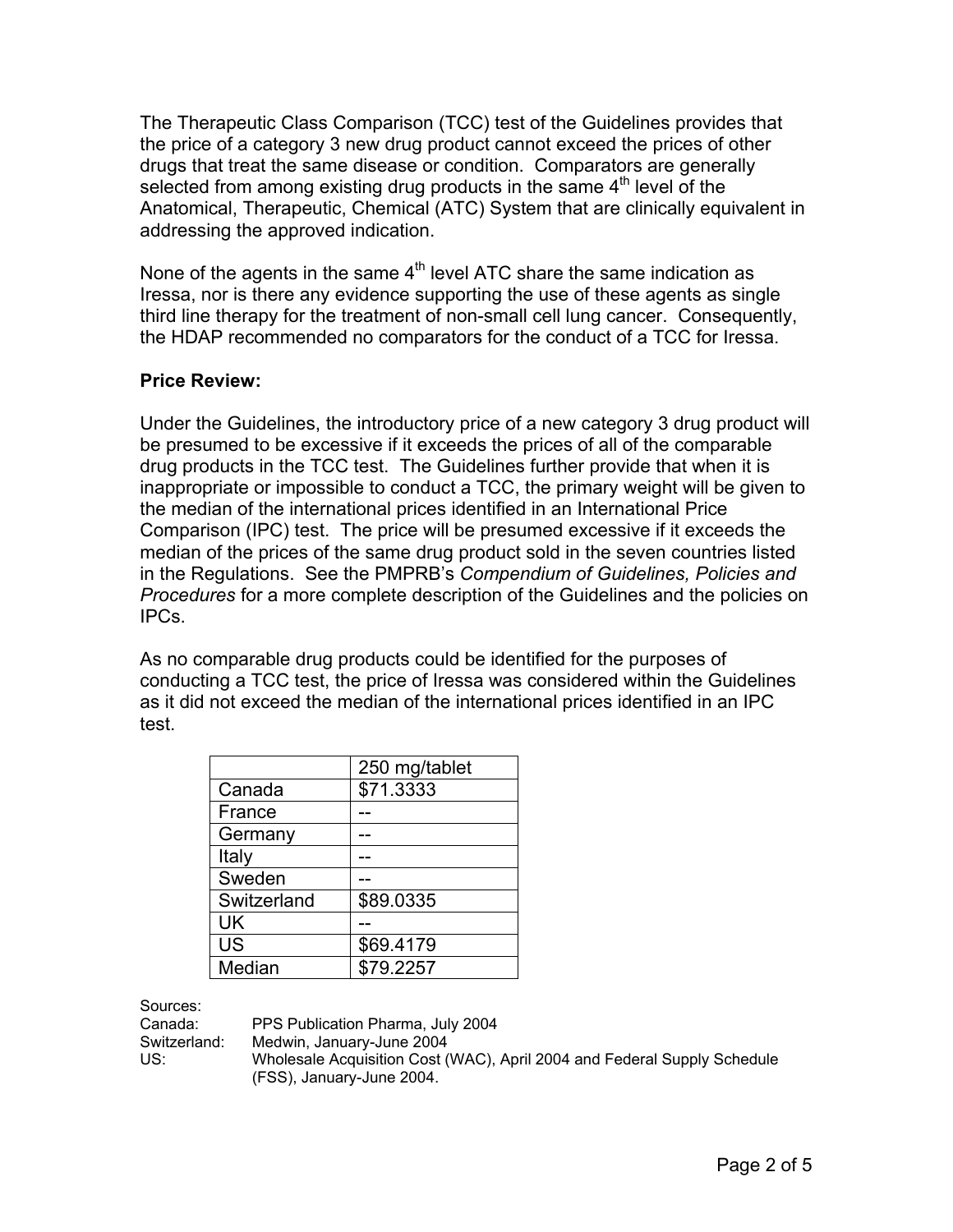The Therapeutic Class Comparison (TCC) test of the Guidelines provides that the price of a category 3 new drug product cannot exceed the prices of other drugs that treat the same disease or condition. Comparators are generally selected from among existing drug products in the same 4th level of the Anatomical, Therapeutic, Chemical (ATC) System that are clinically equivalent in addressing the approved indication.

None of the agents in the same 4th level ATC share the same indication as Iressa, nor is there any evidence supporting the use of these agents as single third line therapy for the treatment of non-small cell lung cancer. Consequently, the HDAP recommended no comparators for the conduct of a TCC for Iressa.

**Price Review:**

Under the Guidelines, the introductory price of a new category 3 drug product will be presumed to be excessive if it exceeds the prices of all of the comparable drug products in the TCC test. The Guidelines further provide that when it is inappropriate or impossible to conduct a TCC, the primary weight will be given to the median of the international prices identified in an International Price Comparison (IPC) test. The price will be presumed excessive if it exceeds the median of the prices of the same drug product sold in the seven countries listed in the Regulations. See the PMPRB's *Compendium of Guidelines, Policies and Procedures* for a more complete description of the Guidelines and the policies on IPCs.

As no comparable drug products could be identified for the purposes of conducting a TCC test, the price of Iressa was considered within the Guidelines as it did not exceed the median of the international prices identified in an IPC test.

| | 250 mg/tablet |
|---|---|
| Canada | $71.3333 |
| France | -- |
| Germany | -- |
| Italy | -- |
| Sweden | -- |
| Switzerland | $89.0335 |
| UK | -- |
| US | $69.4179 |
| Median | $79.2257 |

Sources:
Canada: PPS Publication Pharma, July 2004
Switzerland: Medwin, January-June 2004
US: Wholesale Acquisition Cost (WAC), April 2004 and Federal Supply Schedule (FSS), January-June 2004.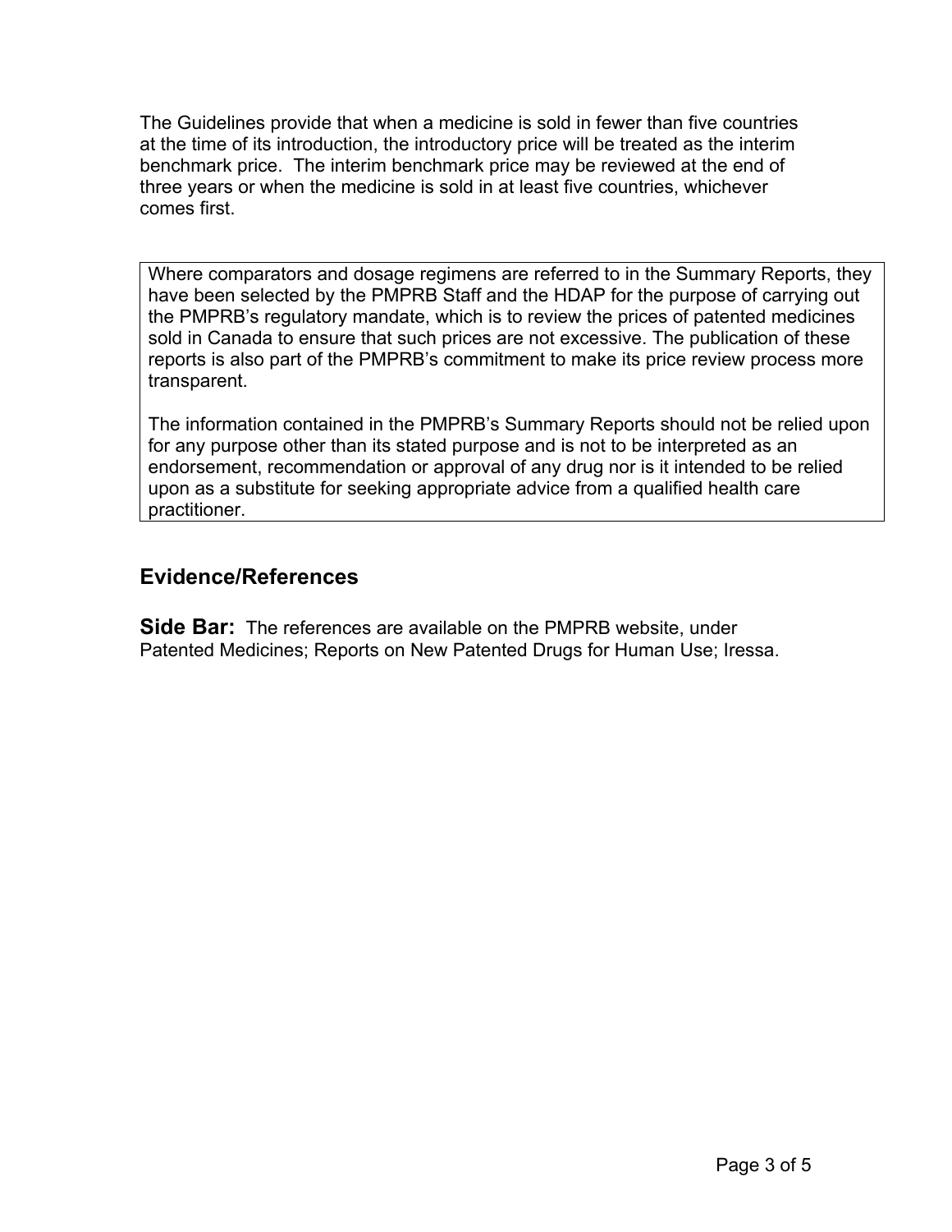The Guidelines provide that when a medicine is sold in fewer than five countries at the time of its introduction, the introductory price will be treated as the interim benchmark price. The interim benchmark price may be reviewed at the end of three years or when the medicine is sold in at least five countries, whichever comes first.

> Where comparators and dosage regimens are referred to in the Summary Reports, they have been selected by the PMPRB Staff and the HDAP for the purpose of carrying out the PMPRB's regulatory mandate, which is to review the prices of patented medicines sold in Canada to ensure that such prices are not excessive. The publication of these reports is also part of the PMPRB's commitment to make its price review process more transparent.
>
> The information contained in the PMPRB's Summary Reports should not be relied upon for any purpose other than its stated purpose and is not to be interpreted as an endorsement, recommendation or approval of any drug nor is it intended to be relied upon as a substitute for seeking appropriate advice from a qualified health care practitioner.

## Evidence/References

**Side Bar:** The references are available on the PMPRB website, under Patented Medicines; Reports on New Patented Drugs for Human Use; Iressa.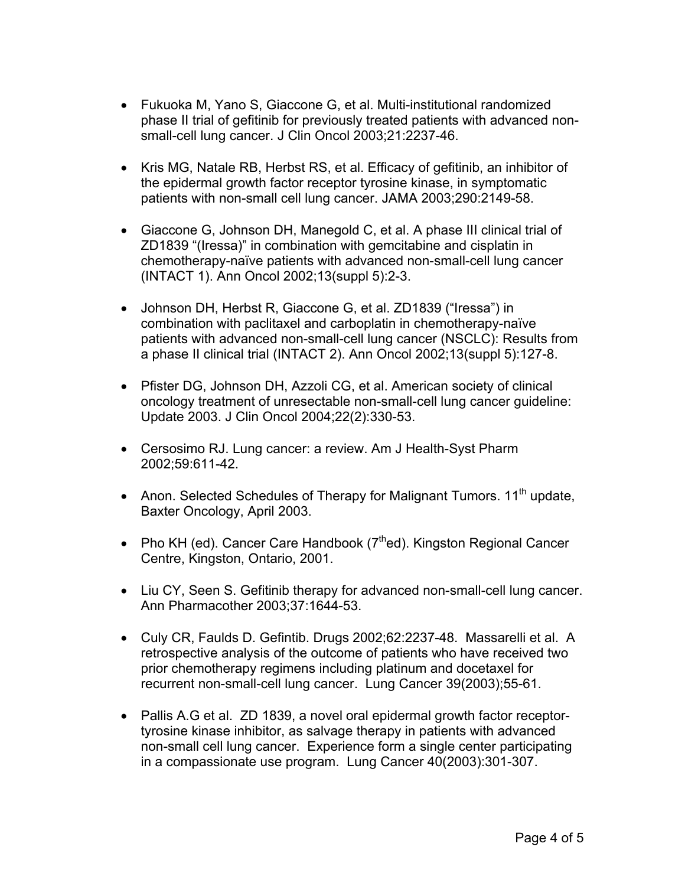- Fukuoka M, Yano S, Giaccone G, et al. Multi-institutional randomized phase II trial of gefitinib for previously treated patients with advanced non-small-cell lung cancer. J Clin Oncol 2003;21:2237-46.

- Kris MG, Natale RB, Herbst RS, et al. Efficacy of gefitinib, an inhibitor of the epidermal growth factor receptor tyrosine kinase, in symptomatic patients with non-small cell lung cancer. JAMA 2003;290:2149-58.

- Giaccone G, Johnson DH, Manegold C, et al. A phase III clinical trial of ZD1839 "(Iressa)" in combination with gemcitabine and cisplatin in chemotherapy-naïve patients with advanced non-small-cell lung cancer (INTACT 1). Ann Oncol 2002;13(suppl 5):2-3.

- Johnson DH, Herbst R, Giaccone G, et al. ZD1839 ("Iressa") in combination with paclitaxel and carboplatin in chemotherapy-naïve patients with advanced non-small-cell lung cancer (NSCLC): Results from a phase II clinical trial (INTACT 2). Ann Oncol 2002;13(suppl 5):127-8.

- Pfister DG, Johnson DH, Azzoli CG, et al. American society of clinical oncology treatment of unresectable non-small-cell lung cancer guideline: Update 2003. J Clin Oncol 2004;22(2):330-53.

- Cersosimo RJ. Lung cancer: a review. Am J Health-Syst Pharm 2002;59:611-42.

- Anon. Selected Schedules of Therapy for Malignant Tumors. 11th update, Baxter Oncology, April 2003.

- Pho KH (ed). Cancer Care Handbook (7th ed). Kingston Regional Cancer Centre, Kingston, Ontario, 2001.

- Liu CY, Seen S. Gefitinib therapy for advanced non-small-cell lung cancer. Ann Pharmacother 2003;37:1644-53.

- Culy CR, Faulds D. Gefintib. Drugs 2002;62:2237-48. Massarelli et al. A retrospective analysis of the outcome of patients who have received two prior chemotherapy regimens including platinum and docetaxel for recurrent non-small-cell lung cancer. Lung Cancer 39(2003);55-61.

- Pallis A.G et al. ZD 1839, a novel oral epidermal growth factor receptor-tyrosine kinase inhibitor, as salvage therapy in patients with advanced non-small cell lung cancer. Experience form a single center participating in a compassionate use program. Lung Cancer 40(2003):301-307.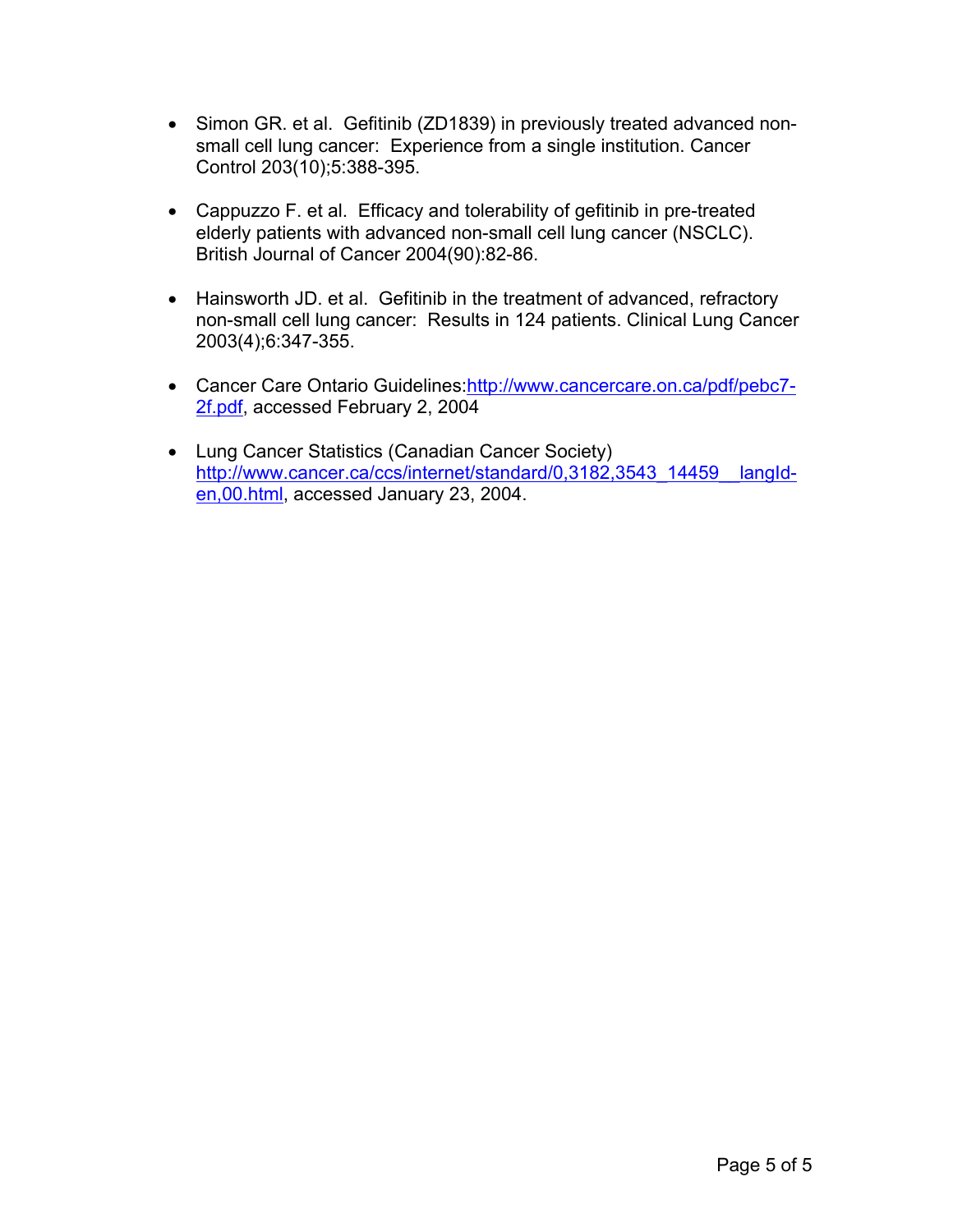- Simon GR. et al. Gefitinib (ZD1839) in previously treated advanced non-small cell lung cancer: Experience from a single institution. Cancer Control 203(10);5:388-395.

- Cappuzzo F. et al. Efficacy and tolerability of gefitinib in pre-treated elderly patients with advanced non-small cell lung cancer (NSCLC). British Journal of Cancer 2004(90):82-86.

- Hainsworth JD. et al. Gefitinib in the treatment of advanced, refractory non-small cell lung cancer: Results in 124 patients. Clinical Lung Cancer 2003(4);6:347-355.

- Cancer Care Ontario Guidelines:http://www.cancercare.on.ca/pdf/pebc7-2f.pdf, accessed February 2, 2004

- Lung Cancer Statistics (Canadian Cancer Society) http://www.cancer.ca/ccs/internet/standard/0,3182,3543_14459__langId-en,00.html, accessed January 23, 2004.